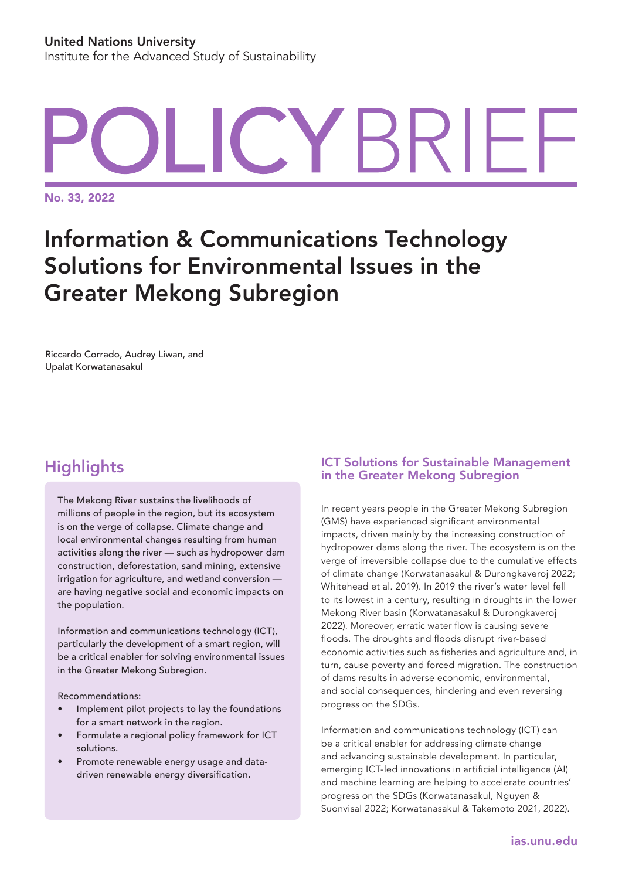United Nations University
Institute for the Advanced Study of Sustainability

# POLICY BRIEF

**No. 33, 2022**

# Information & Communications Technology Solutions for Environmental Issues in the Greater Mekong Subregion

Riccardo Corrado, Audrey Liwan, and Upalat Korwatanasakul

## Highlights

The Mekong River sustains the livelihoods of millions of people in the region, but its ecosystem is on the verge of collapse. Climate change and local environmental changes resulting from human activities along the river — such as hydropower dam construction, deforestation, sand mining, extensive irrigation for agriculture, and wetland conversion — are having negative social and economic impacts on the population.

Information and communications technology (ICT), particularly the development of a smart region, will be a critical enabler for solving environmental issues in the Greater Mekong Subregion.

Recommendations:

- Implement pilot projects to lay the foundations for a smart network in the region.
- Formulate a regional policy framework for ICT solutions.
- Promote renewable energy usage and data-driven renewable energy diversification.

### ICT Solutions for Sustainable Management in the Greater Mekong Subregion

In recent years people in the Greater Mekong Subregion (GMS) have experienced significant environmental impacts, driven mainly by the increasing construction of hydropower dams along the river. The ecosystem is on the verge of irreversible collapse due to the cumulative effects of climate change (Korwatanasakul & Durongkaveroj 2022; Whitehead et al. 2019). In 2019 the river's water level fell to its lowest in a century, resulting in droughts in the lower Mekong River basin (Korwatanasakul & Durongkaveroj 2022). Moreover, erratic water flow is causing severe floods. The droughts and floods disrupt river-based economic activities such as fisheries and agriculture and, in turn, cause poverty and forced migration. The construction of dams results in adverse economic, environmental, and social consequences, hindering and even reversing progress on the SDGs.

Information and communications technology (ICT) can be a critical enabler for addressing climate change and advancing sustainable development. In particular, emerging ICT-led innovations in artificial intelligence (AI) and machine learning are helping to accelerate countries' progress on the SDGs (Korwatanasakul, Nguyen & Suonvisal 2022; Korwatanasakul & Takemoto 2021, 2022).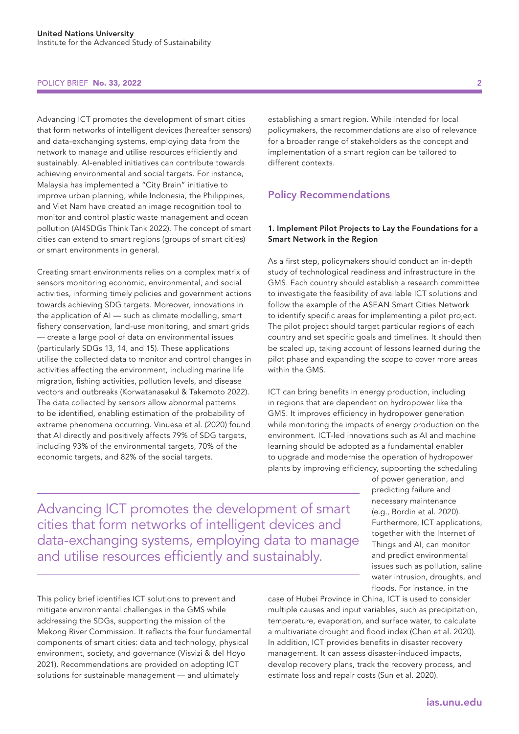Advancing ICT promotes the development of smart cities that form networks of intelligent devices (hereafter sensors) and data-exchanging systems, employing data from the network to manage and utilise resources efficiently and sustainably. AI-enabled initiatives can contribute towards achieving environmental and social targets. For instance, Malaysia has implemented a "City Brain" initiative to improve urban planning, while Indonesia, the Philippines, and Viet Nam have created an image recognition tool to monitor and control plastic waste management and ocean pollution (AI4SDGs Think Tank 2022). The concept of smart cities can extend to smart regions (groups of smart cities) or smart environments in general.

Creating smart environments relies on a complex matrix of sensors monitoring economic, environmental, and social activities, informing timely policies and government actions towards achieving SDG targets. Moreover, innovations in the application of AI — such as climate modelling, smart fishery conservation, land-use monitoring, and smart grids — create a large pool of data on environmental issues (particularly SDGs 13, 14, and 15). These applications utilise the collected data to monitor and control changes in activities affecting the environment, including marine life migration, fishing activities, pollution levels, and disease vectors and outbreaks (Korwatanasakul & Takemoto 2022). The data collected by sensors allow abnormal patterns to be identified, enabling estimation of the probability of extreme phenomena occurring. Vinuesa et al. (2020) found that AI directly and positively affects 79% of SDG targets, including 93% of the environmental targets, 70% of the economic targets, and 82% of the social targets.

> Advancing ICT promotes the development of smart cities that form networks of intelligent devices and data-exchanging systems, employing data to manage and utilise resources efficiently and sustainably.

This policy brief identifies ICT solutions to prevent and mitigate environmental challenges in the GMS while addressing the SDGs, supporting the mission of the Mekong River Commission. It reflects the four fundamental components of smart cities: data and technology, physical environment, society, and governance (Visvizi & del Hoyo 2021). Recommendations are provided on adopting ICT solutions for sustainable management — and ultimately establishing a smart region. While intended for local policymakers, the recommendations are also of relevance for a broader range of stakeholders as the concept and implementation of a smart region can be tailored to different contexts.

## Policy Recommendations

### 1. Implement Pilot Projects to Lay the Foundations for a Smart Network in the Region

As a first step, policymakers should conduct an in-depth study of technological readiness and infrastructure in the GMS. Each country should establish a research committee to investigate the feasibility of available ICT solutions and follow the example of the ASEAN Smart Cities Network to identify specific areas for implementing a pilot project. The pilot project should target particular regions of each country and set specific goals and timelines. It should then be scaled up, taking account of lessons learned during the pilot phase and expanding the scope to cover more areas within the GMS.

ICT can bring benefits in energy production, including in regions that are dependent on hydropower like the GMS. It improves efficiency in hydropower generation while monitoring the impacts of energy production on the environment. ICT-led innovations such as AI and machine learning should be adopted as a fundamental enabler to upgrade and modernise the operation of hydropower plants by improving efficiency, supporting the scheduling of power generation, and predicting failure and necessary maintenance (e.g., Bordin et al. 2020). Furthermore, ICT applications, together with the Internet of Things and AI, can monitor and predict environmental issues such as pollution, saline water intrusion, droughts, and floods. For instance, in the case of Hubei Province in China, ICT is used to consider multiple causes and input variables, such as precipitation, temperature, evaporation, and surface water, to calculate a multivariate drought and flood index (Chen et al. 2020). In addition, ICT provides benefits in disaster recovery management. It can assess disaster-induced impacts, develop recovery plans, track the recovery process, and estimate loss and repair costs (Sun et al. 2020).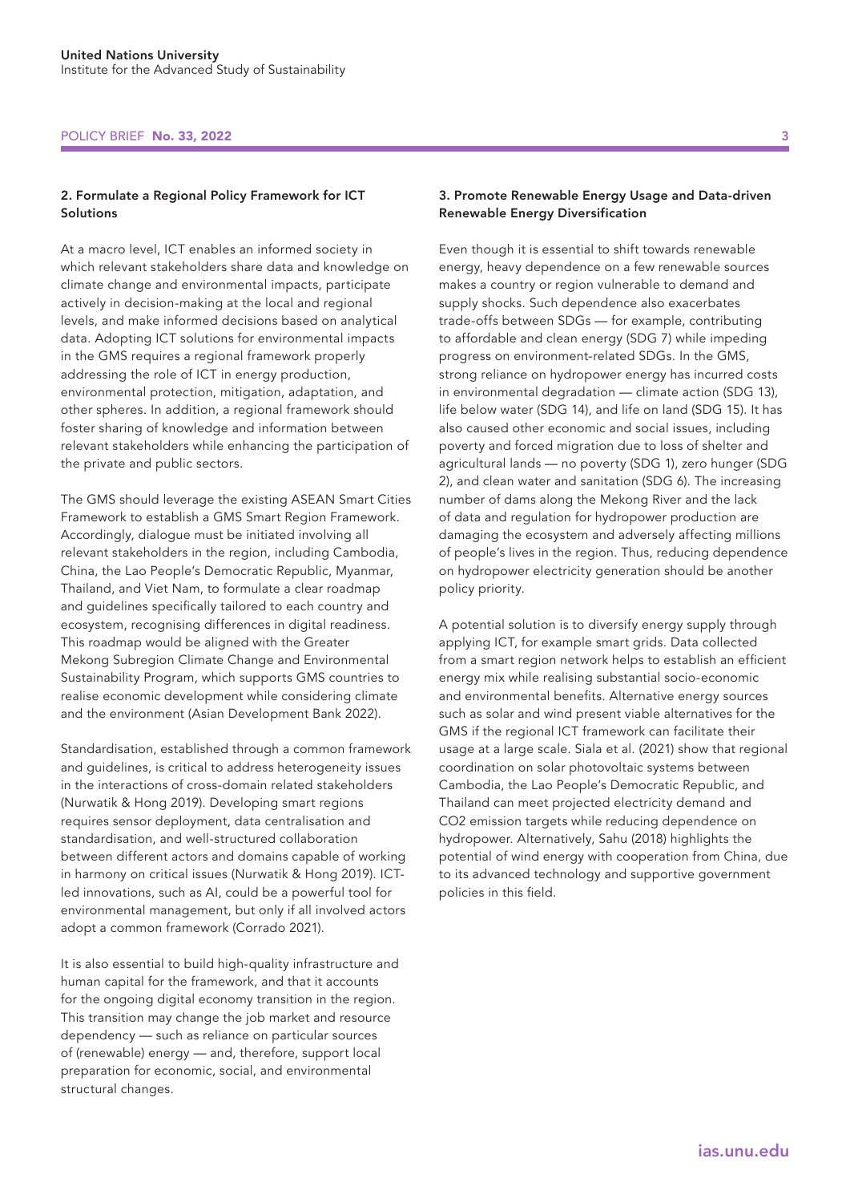## 2. Formulate a Regional Policy Framework for ICT Solutions

At a macro level, ICT enables an informed society in which relevant stakeholders share data and knowledge on climate change and environmental impacts, participate actively in decision-making at the local and regional levels, and make informed decisions based on analytical data. Adopting ICT solutions for environmental impacts in the GMS requires a regional framework properly addressing the role of ICT in energy production, environmental protection, mitigation, adaptation, and other spheres. In addition, a regional framework should foster sharing of knowledge and information between relevant stakeholders while enhancing the participation of the private and public sectors.

The GMS should leverage the existing ASEAN Smart Cities Framework to establish a GMS Smart Region Framework. Accordingly, dialogue must be initiated involving all relevant stakeholders in the region, including Cambodia, China, the Lao People's Democratic Republic, Myanmar, Thailand, and Viet Nam, to formulate a clear roadmap and guidelines specifically tailored to each country and ecosystem, recognising differences in digital readiness. This roadmap would be aligned with the Greater Mekong Subregion Climate Change and Environmental Sustainability Program, which supports GMS countries to realise economic development while considering climate and the environment (Asian Development Bank 2022).

Standardisation, established through a common framework and guidelines, is critical to address heterogeneity issues in the interactions of cross-domain related stakeholders (Nurwatik & Hong 2019). Developing smart regions requires sensor deployment, data centralisation and standardisation, and well-structured collaboration between different actors and domains capable of working in harmony on critical issues (Nurwatik & Hong 2019). ICT-led innovations, such as AI, could be a powerful tool for environmental management, but only if all involved actors adopt a common framework (Corrado 2021).

It is also essential to build high-quality infrastructure and human capital for the framework, and that it accounts for the ongoing digital economy transition in the region. This transition may change the job market and resource dependency — such as reliance on particular sources of (renewable) energy — and, therefore, support local preparation for economic, social, and environmental structural changes.

## 3. Promote Renewable Energy Usage and Data-driven Renewable Energy Diversification

Even though it is essential to shift towards renewable energy, heavy dependence on a few renewable sources makes a country or region vulnerable to demand and supply shocks. Such dependence also exacerbates trade-offs between SDGs — for example, contributing to affordable and clean energy (SDG 7) while impeding progress on environment-related SDGs. In the GMS, strong reliance on hydropower energy has incurred costs in environmental degradation — climate action (SDG 13), life below water (SDG 14), and life on land (SDG 15). It has also caused other economic and social issues, including poverty and forced migration due to loss of shelter and agricultural lands — no poverty (SDG 1), zero hunger (SDG 2), and clean water and sanitation (SDG 6). The increasing number of dams along the Mekong River and the lack of data and regulation for hydropower production are damaging the ecosystem and adversely affecting millions of people's lives in the region. Thus, reducing dependence on hydropower electricity generation should be another policy priority.

A potential solution is to diversify energy supply through applying ICT, for example smart grids. Data collected from a smart region network helps to establish an efficient energy mix while realising substantial socio-economic and environmental benefits. Alternative energy sources such as solar and wind present viable alternatives for the GMS if the regional ICT framework can facilitate their usage at a large scale. Siala et al. (2021) show that regional coordination on solar photovoltaic systems between Cambodia, the Lao People's Democratic Republic, and Thailand can meet projected electricity demand and $CO_2$ emission targets while reducing dependence on hydropower. Alternatively, Sahu (2018) highlights the potential of wind energy with cooperation from China, due to its advanced technology and supportive government policies in this field.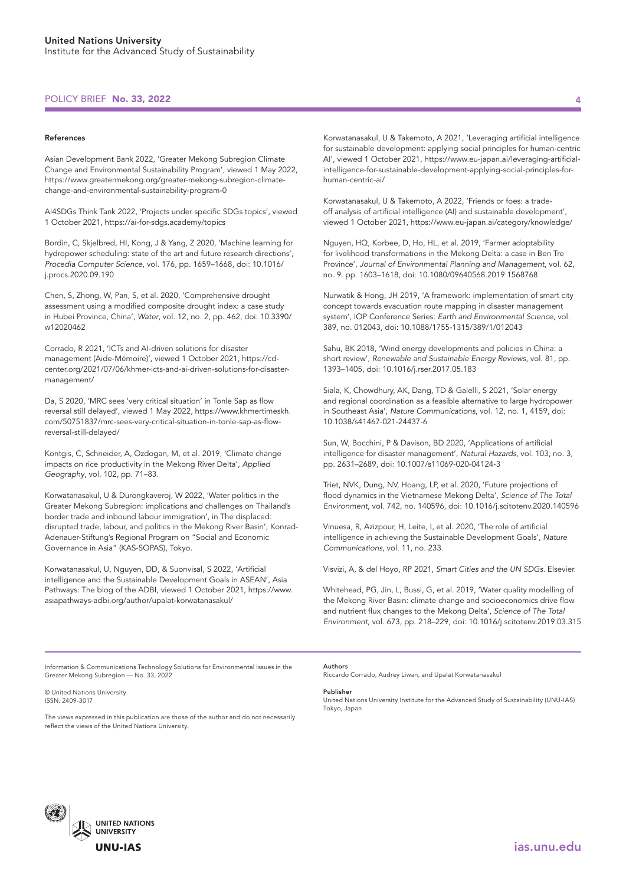#### References

Asian Development Bank 2022, 'Greater Mekong Subregion Climate Change and Environmental Sustainability Program', viewed 1 May 2022, https://www.greatermekong.org/greater-mekong-subregion-climate-change-and-environmental-sustainability-program-0

AI4SDGs Think Tank 2022, 'Projects under specific SDGs topics', viewed 1 October 2021, https://ai-for-sdgs.academy/topics

Bordin, C, Skjelbred, HI, Kong, J & Yang, Z 2020, 'Machine learning for hydropower scheduling: state of the art and future research directions', *Procedia Computer Science*, vol. 176, pp. 1659–1668, doi: 10.1016/j.procs.2020.09.190

Chen, S, Zhong, W, Pan, S, et al. 2020, 'Comprehensive drought assessment using a modified composite drought index: a case study in Hubei Province, China', *Water*, vol. 12, no. 2, pp. 462, doi: 10.3390/w12020462

Corrado, R 2021, 'ICTs and AI-driven solutions for disaster management (Aide-Mémoire)', viewed 1 October 2021, https://cd-center.org/2021/07/06/khmer-icts-and-ai-driven-solutions-for-disaster-management/

Da, S 2020, 'MRC sees 'very critical situation' in Tonle Sap as flow reversal still delayed', viewed 1 May 2022, https://www.khmertimeskh.com/50751837/mrc-sees-very-critical-situation-in-tonle-sap-as-flow-reversal-still-delayed/

Kontgis, C, Schneider, A, Ozdogan, M, et al. 2019, 'Climate change impacts on rice productivity in the Mekong River Delta', *Applied Geography*, vol. 102, pp. 71–83.

Korwatanasakul, U & Durongkaveroj, W 2022, 'Water politics in the Greater Mekong Subregion: implications and challenges on Thailand's border trade and inbound labour immigration', in The displaced: disrupted trade, labour, and politics in the Mekong River Basin', Konrad-Adenauer-Stiftung's Regional Program on "Social and Economic Governance in Asia" (KAS-SOPAS), Tokyo.

Korwatanasakul, U, Nguyen, DD, & Suonvisal, S 2022, 'Artificial intelligence and the Sustainable Development Goals in ASEAN', Asia Pathways: The blog of the ADBI, viewed 1 October 2021, https://www.asiapathways-adbi.org/author/upalat-korwatanasakul/

Korwatanasakul, U & Takemoto, A 2021, 'Leveraging artificial intelligence for sustainable development: applying social principles for human-centric AI', viewed 1 October 2021, https://www.eu-japan.ai/leveraging-artificial-intelligence-for-sustainable-development-applying-social-principles-for-human-centric-ai/

Korwatanasakul, U & Takemoto, A 2022, 'Friends or foes: a trade-off analysis of artificial intelligence (AI) and sustainable development', viewed 1 October 2021, https://www.eu-japan.ai/category/knowledge/

Nguyen, HQ, Korbee, D, Ho, HL, et al. 2019, 'Farmer adoptability for livelihood transformations in the Mekong Delta: a case in Ben Tre Province', *Journal of Environmental Planning and Management*, vol. 62, no. 9. pp. 1603–1618, doi: 10.1080/09640568.2019.1568768

Nurwatik & Hong, JH 2019, 'A framework: implementation of smart city concept towards evacuation route mapping in disaster management system', IOP Conference Series: *Earth and Environmental Science*, vol. 389, no. 012043, doi: 10.1088/1755-1315/389/1/012043

Sahu, BK 2018, 'Wind energy developments and policies in China: a short review', *Renewable and Sustainable Energy Reviews*, vol. 81, pp. 1393–1405, doi: 10.1016/j.rser.2017.05.183

Siala, K, Chowdhury, AK, Dang, TD & Galelli, S 2021, 'Solar energy and regional coordination as a feasible alternative to large hydropower in Southeast Asia', *Nature Communications*, vol. 12, no. 1, 4159, doi: 10.1038/s41467-021-24437-6

Sun, W, Bocchini, P & Davison, BD 2020, 'Applications of artificial intelligence for disaster management', *Natural Hazards*, vol. 103, no. 3, pp. 2631–2689, doi: 10.1007/s11069-020-04124-3

Triet, NVK, Dung, NV, Hoang, LP, et al. 2020, 'Future projections of flood dynamics in the Vietnamese Mekong Delta', *Science of The Total Environment*, vol. 742, no. 140596, doi: 10.1016/j.scitotenv.2020.140596

Vinuesa, R, Azizpour, H, Leite, I, et al. 2020, 'The role of artificial intelligence in achieving the Sustainable Development Goals', *Nature Communications*, vol. 11, no. 233.

Visvizi, A, & del Hoyo, RP 2021, *Smart Cities and the UN SDGs*. Elsevier.

Whitehead, PG, Jin, L, Bussi, G, et al. 2019, 'Water quality modelling of the Mekong River Basin: climate change and socioeconomics drive flow and nutrient flux changes to the Mekong Delta', *Science of The Total Environment*, vol. 673, pp. 218–229, doi: 10.1016/j.scitotenv.2019.03.315

---

Information & Communications Technology Solutions for Environmental Issues in the Greater Mekong Subregion — No. 33, 2022

© United Nations University
ISSN: 2409-3017

The views expressed in this publication are those of the author and do not necessarily reflect the views of the United Nations University.

**Authors**
Riccardo Corrado, Audrey Liwan, and Upalat Korwatanasakul

**Publisher**
United Nations University Institute for the Advanced Study of Sustainability (UNU-IAS) Tokyo, Japan

UNITED NATIONS UNIVERSITY
UNU-IAS

ias.unu.edu